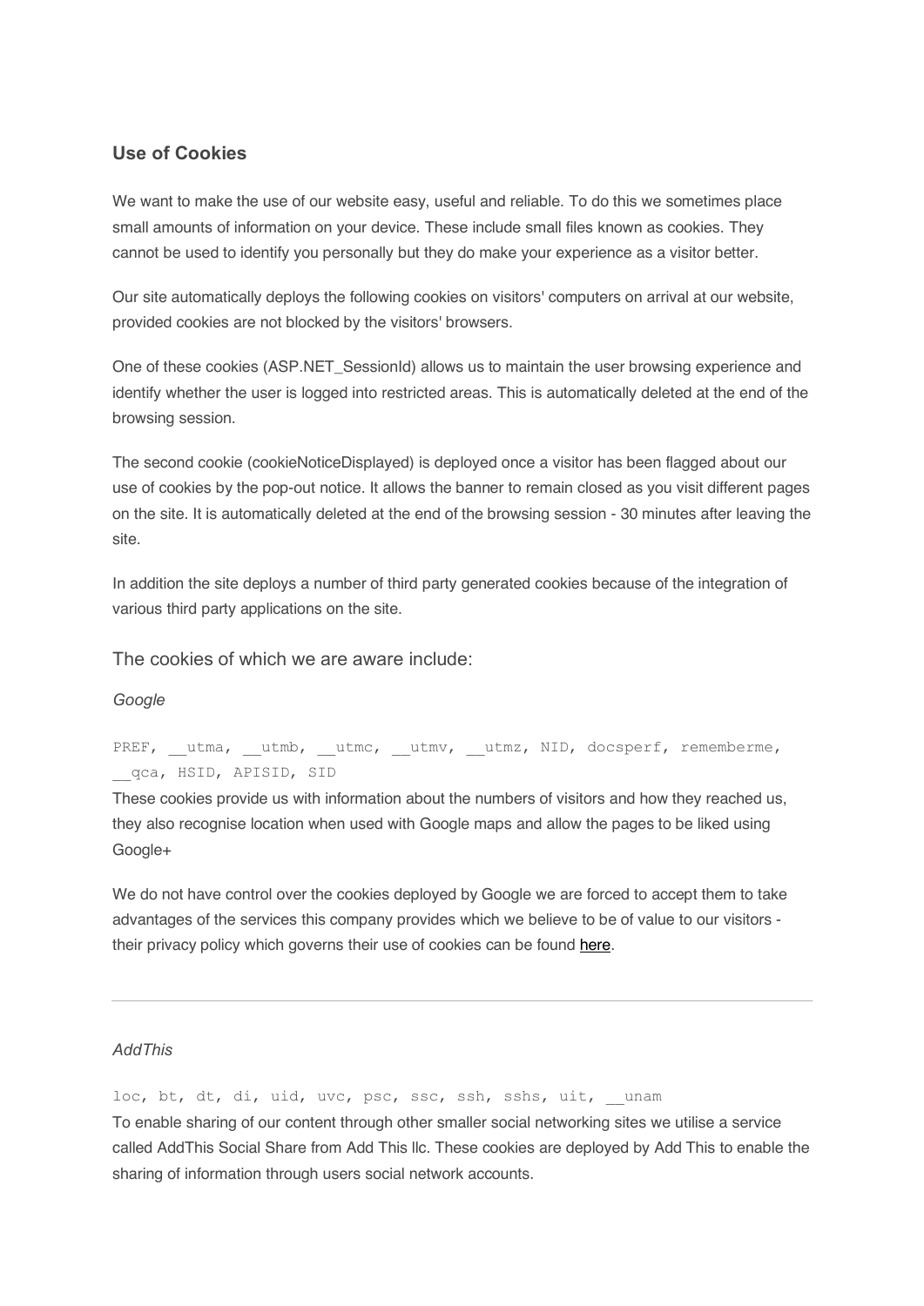## Use of Cookies

We want to make the use of our website easy, useful and reliable. To do this we sometimes place small amounts of information on your device. These include small files known as cookies. They cannot be used to identify you personally but they do make your experience as a visitor better.

Our site automatically deploys the following cookies on visitors' computers on arrival at our website, provided cookies are not blocked by the visitors' browsers.

One of these cookies (ASP.NET_SessionId) allows us to maintain the user browsing experience and identify whether the user is logged into restricted areas. This is automatically deleted at the end of the browsing session.

The second cookie (cookieNoticeDisplayed) is deployed once a visitor has been flagged about our use of cookies by the pop-out notice. It allows the banner to remain closed as you visit different pages on the site. It is automatically deleted at the end of the browsing session - 30 minutes after leaving the site.

In addition the site deploys a number of third party generated cookies because of the integration of various third party applications on the site.

### The cookies of which we are aware include:

*Google*

`PREF, __utma, __utmb, __utmc, __utmv, __utmz, NID, docsperf, rememberme, __qca, HSID, APISID, SID`

These cookies provide us with information about the numbers of visitors and how they reached us, they also recognise location when used with Google maps and allow the pages to be liked using Google+

We do not have control over the cookies deployed by Google we are forced to accept them to take advantages of the services this company provides which we believe to be of value to our visitors - their privacy policy which governs their use of cookies can be found [here](#).

---

*AddThis*

`loc, bt, dt, di, uid, uvc, psc, ssc, ssh, sshs, uit, __unam`

To enable sharing of our content through other smaller social networking sites we utilise a service called AddThis Social Share from Add This llc. These cookies are deployed by Add This to enable the sharing of information through users social network accounts.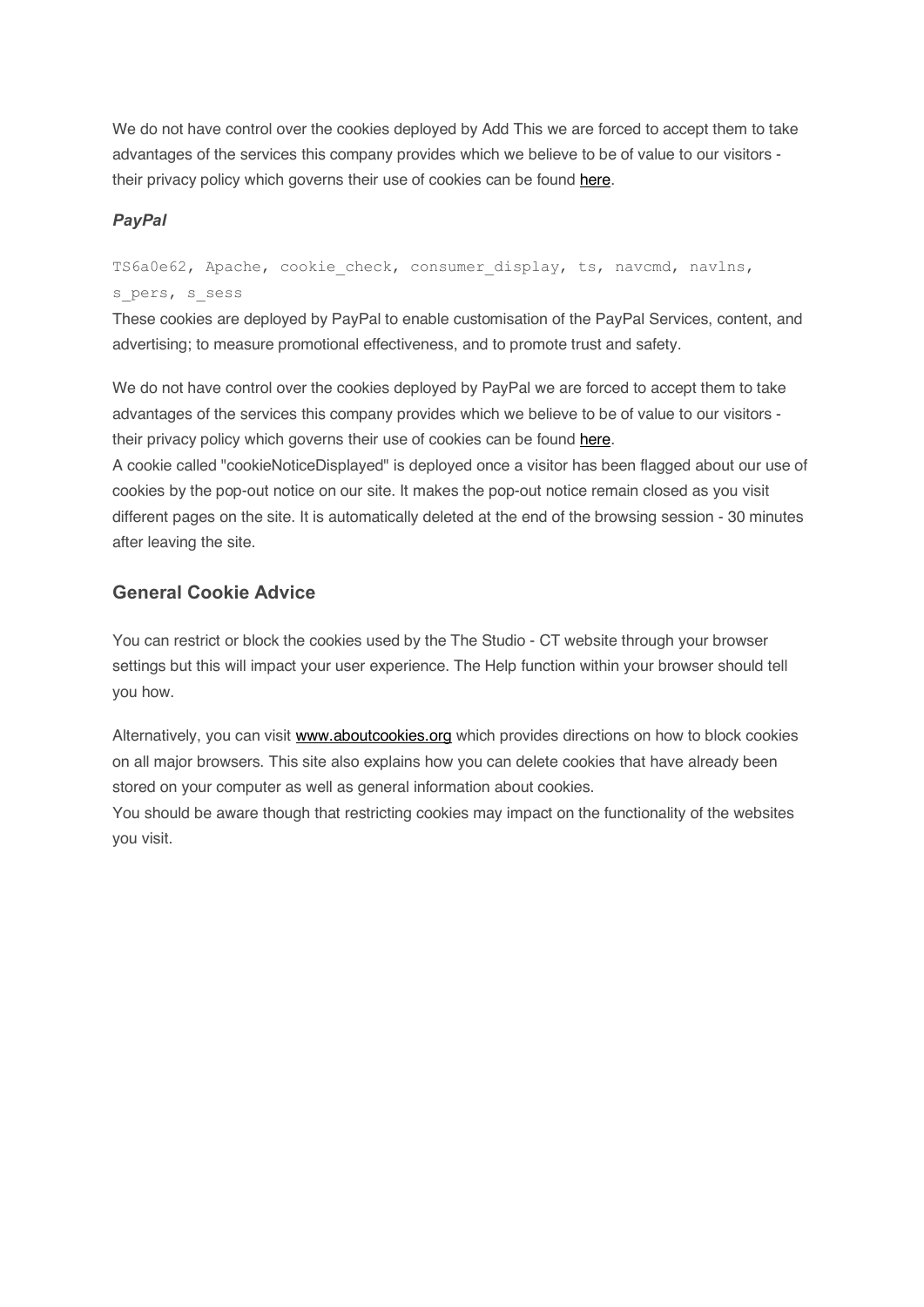We do not have control over the cookies deployed by Add This we are forced to accept them to take advantages of the services this company provides which we believe to be of value to our visitors - their privacy policy which governs their use of cookies can be found here.

***PayPal***

`TS6a0e62, Apache, cookie_check, consumer_display, ts, navcmd, navlns, s_pers, s_sess`

These cookies are deployed by PayPal to enable customisation of the PayPal Services, content, and advertising; to measure promotional effectiveness, and to promote trust and safety.

We do not have control over the cookies deployed by PayPal we are forced to accept them to take advantages of the services this company provides which we believe to be of value to our visitors - their privacy policy which governs their use of cookies can be found here.

A cookie called "cookieNoticeDisplayed" is deployed once a visitor has been flagged about our use of cookies by the pop-out notice on our site. It makes the pop-out notice remain closed as you visit different pages on the site. It is automatically deleted at the end of the browsing session - 30 minutes after leaving the site.

## General Cookie Advice

You can restrict or block the cookies used by the The Studio - CT website through your browser settings but this will impact your user experience. The Help function within your browser should tell you how.

Alternatively, you can visit www.aboutcookies.org which provides directions on how to block cookies on all major browsers. This site also explains how you can delete cookies that have already been stored on your computer as well as general information about cookies.

You should be aware though that restricting cookies may impact on the functionality of the websites you visit.